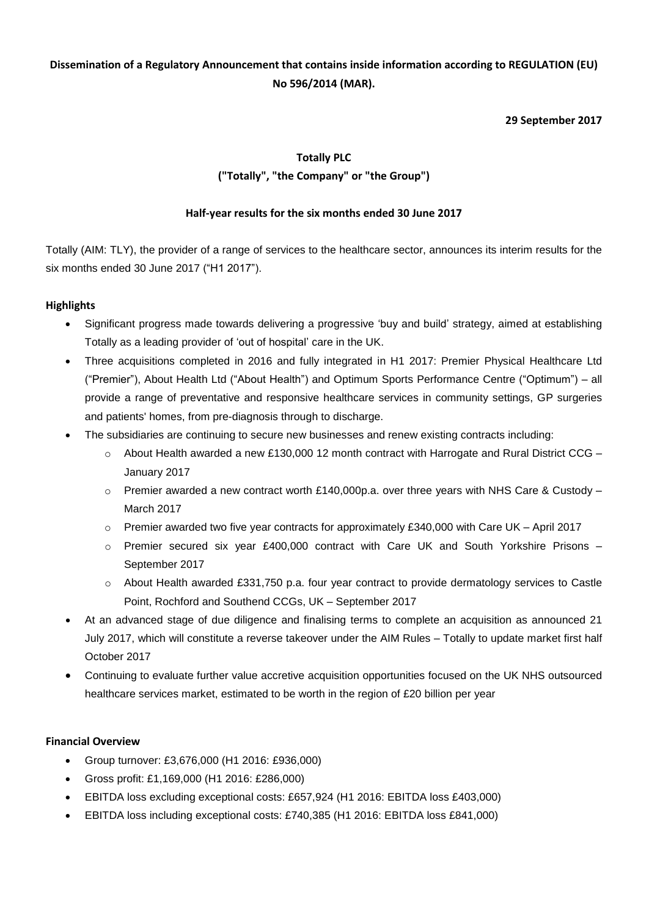**Dissemination of a Regulatory Announcement that contains inside information according to REGULATION (EU) No 596/2014 (MAR).**

**29 September 2017**

**Totally PLC**

**("Totally", "the Company" or "the Group")**

**Half-year results for the six months ended 30 June 2017**

Totally (AIM: TLY), the provider of a range of services to the healthcare sector, announces its interim results for the six months ended 30 June 2017 ("H1 2017").

**Highlights**

- Significant progress made towards delivering a progressive 'buy and build' strategy, aimed at establishing Totally as a leading provider of 'out of hospital' care in the UK.
- Three acquisitions completed in 2016 and fully integrated in H1 2017: Premier Physical Healthcare Ltd ("Premier"), About Health Ltd ("About Health") and Optimum Sports Performance Centre ("Optimum") – all provide a range of preventative and responsive healthcare services in community settings, GP surgeries and patients' homes, from pre-diagnosis through to discharge.
- The subsidiaries are continuing to secure new businesses and renew existing contracts including:
  - About Health awarded a new £130,000 12 month contract with Harrogate and Rural District CCG – January 2017
  - Premier awarded a new contract worth £140,000p.a. over three years with NHS Care & Custody – March 2017
  - Premier awarded two five year contracts for approximately £340,000 with Care UK – April 2017
  - Premier secured six year £400,000 contract with Care UK and South Yorkshire Prisons – September 2017
  - About Health awarded £331,750 p.a. four year contract to provide dermatology services to Castle Point, Rochford and Southend CCGs, UK – September 2017
- At an advanced stage of due diligence and finalising terms to complete an acquisition as announced 21 July 2017, which will constitute a reverse takeover under the AIM Rules – Totally to update market first half October 2017
- Continuing to evaluate further value accretive acquisition opportunities focused on the UK NHS outsourced healthcare services market, estimated to be worth in the region of £20 billion per year

**Financial Overview**

- Group turnover: £3,676,000 (H1 2016: £936,000)
- Gross profit: £1,169,000 (H1 2016: £286,000)
- EBITDA loss excluding exceptional costs: £657,924 (H1 2016: EBITDA loss £403,000)
- EBITDA loss including exceptional costs: £740,385 (H1 2016: EBITDA loss £841,000)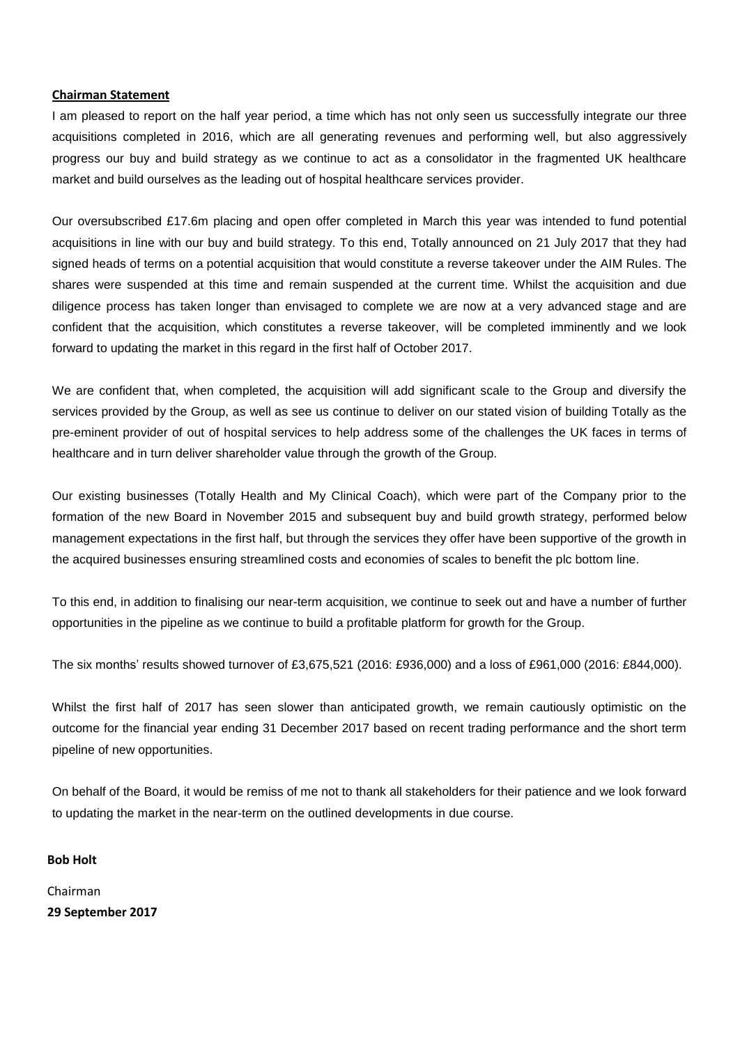## Chairman Statement

I am pleased to report on the half year period, a time which has not only seen us successfully integrate our three acquisitions completed in 2016, which are all generating revenues and performing well, but also aggressively progress our buy and build strategy as we continue to act as a consolidator in the fragmented UK healthcare market and build ourselves as the leading out of hospital healthcare services provider.

Our oversubscribed £17.6m placing and open offer completed in March this year was intended to fund potential acquisitions in line with our buy and build strategy. To this end, Totally announced on 21 July 2017 that they had signed heads of terms on a potential acquisition that would constitute a reverse takeover under the AIM Rules. The shares were suspended at this time and remain suspended at the current time. Whilst the acquisition and due diligence process has taken longer than envisaged to complete we are now at a very advanced stage and are confident that the acquisition, which constitutes a reverse takeover, will be completed imminently and we look forward to updating the market in this regard in the first half of October 2017.

We are confident that, when completed, the acquisition will add significant scale to the Group and diversify the services provided by the Group, as well as see us continue to deliver on our stated vision of building Totally as the pre-eminent provider of out of hospital services to help address some of the challenges the UK faces in terms of healthcare and in turn deliver shareholder value through the growth of the Group.

Our existing businesses (Totally Health and My Clinical Coach), which were part of the Company prior to the formation of the new Board in November 2015 and subsequent buy and build growth strategy, performed below management expectations in the first half, but through the services they offer have been supportive of the growth in the acquired businesses ensuring streamlined costs and economies of scales to benefit the plc bottom line.

To this end, in addition to finalising our near-term acquisition, we continue to seek out and have a number of further opportunities in the pipeline as we continue to build a profitable platform for growth for the Group.

The six months' results showed turnover of £3,675,521 (2016: £936,000) and a loss of £961,000 (2016: £844,000).

Whilst the first half of 2017 has seen slower than anticipated growth, we remain cautiously optimistic on the outcome for the financial year ending 31 December 2017 based on recent trading performance and the short term pipeline of new opportunities.

On behalf of the Board, it would be remiss of me not to thank all stakeholders for their patience and we look forward to updating the market in the near-term on the outlined developments in due course.

**Bob Holt**

Chairman

**29 September 2017**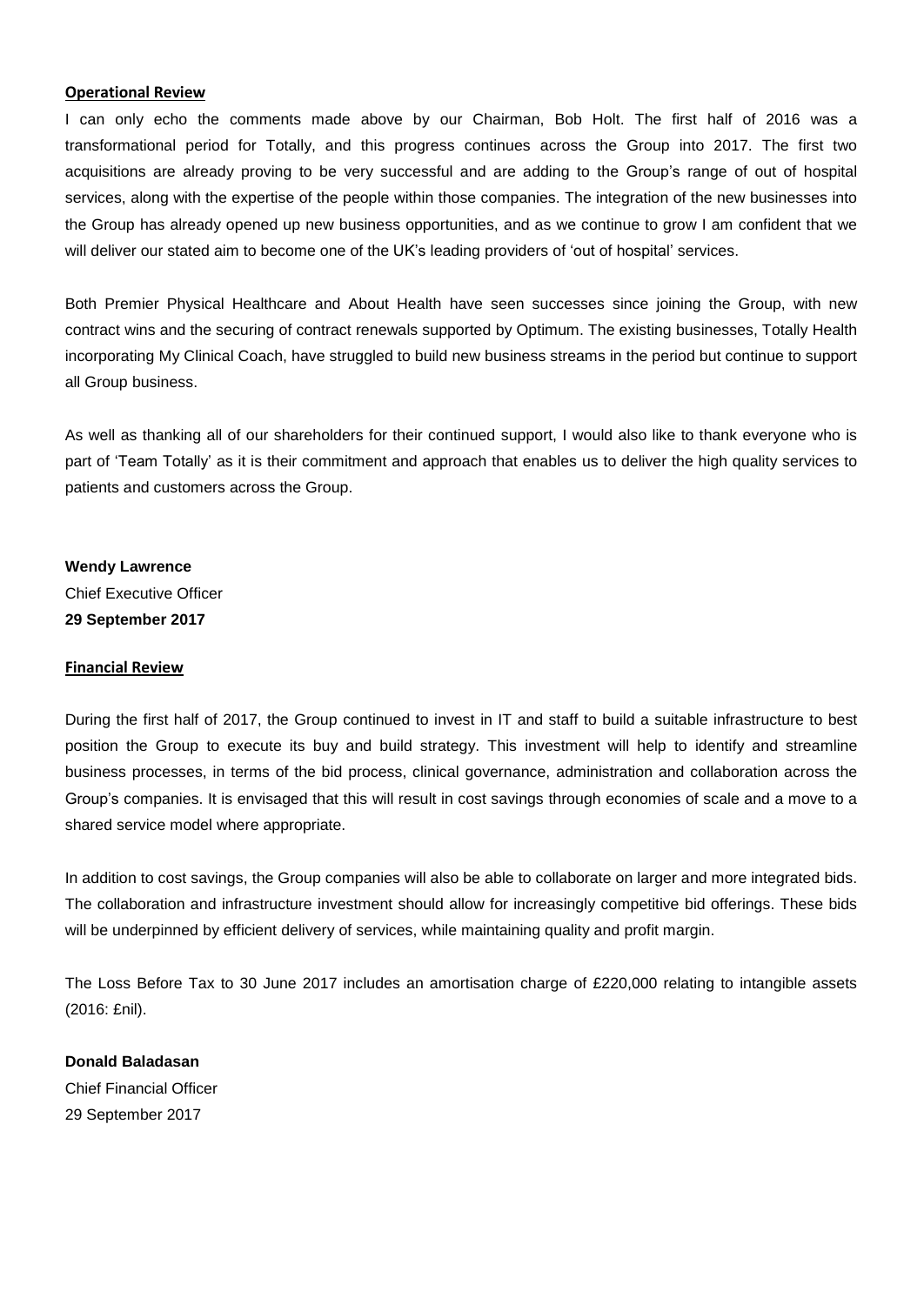## Operational Review

I can only echo the comments made above by our Chairman, Bob Holt. The first half of 2016 was a transformational period for Totally, and this progress continues across the Group into 2017. The first two acquisitions are already proving to be very successful and are adding to the Group's range of out of hospital services, along with the expertise of the people within those companies. The integration of the new businesses into the Group has already opened up new business opportunities, and as we continue to grow I am confident that we will deliver our stated aim to become one of the UK's leading providers of 'out of hospital' services.

Both Premier Physical Healthcare and About Health have seen successes since joining the Group, with new contract wins and the securing of contract renewals supported by Optimum. The existing businesses, Totally Health incorporating My Clinical Coach, have struggled to build new business streams in the period but continue to support all Group business.

As well as thanking all of our shareholders for their continued support, I would also like to thank everyone who is part of 'Team Totally' as it is their commitment and approach that enables us to deliver the high quality services to patients and customers across the Group.

**Wendy Lawrence**
Chief Executive Officer
**29 September 2017**

## Financial Review

During the first half of 2017, the Group continued to invest in IT and staff to build a suitable infrastructure to best position the Group to execute its buy and build strategy. This investment will help to identify and streamline business processes, in terms of the bid process, clinical governance, administration and collaboration across the Group's companies. It is envisaged that this will result in cost savings through economies of scale and a move to a shared service model where appropriate.

In addition to cost savings, the Group companies will also be able to collaborate on larger and more integrated bids. The collaboration and infrastructure investment should allow for increasingly competitive bid offerings. These bids will be underpinned by efficient delivery of services, while maintaining quality and profit margin.

The Loss Before Tax to 30 June 2017 includes an amortisation charge of £220,000 relating to intangible assets (2016: £nil).

**Donald Baladasan**
Chief Financial Officer
29 September 2017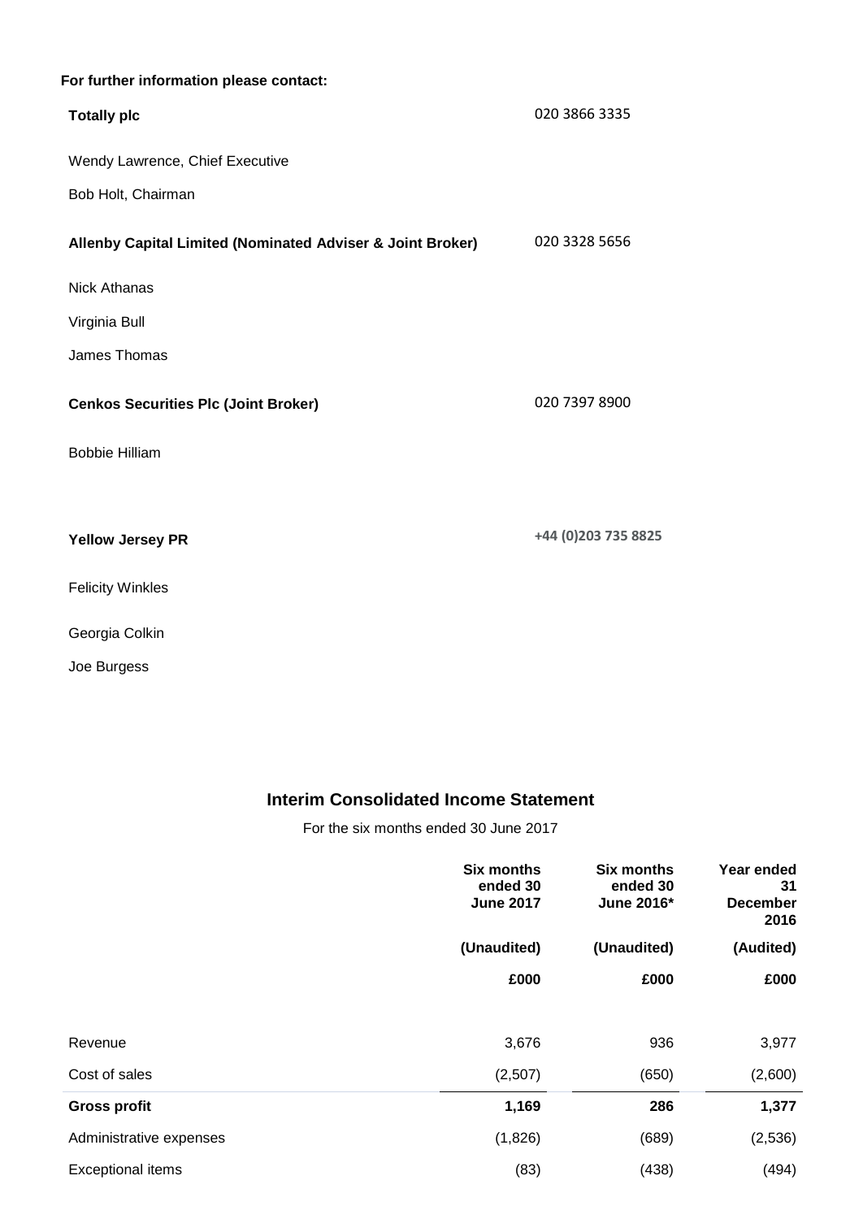**For further information please contact:**

| | |
|---|---|
| **Totally plc** | 020 3866 3335 |
| Wendy Lawrence, Chief Executive | |
| Bob Holt, Chairman | |
| **Allenby Capital Limited (Nominated Adviser & Joint Broker)** | 020 3328 5656 |
| Nick Athanas | |
| Virginia Bull | |
| James Thomas | |
| **Cenkos Securities Plc (Joint Broker)** | 020 7397 8900 |
| Bobbie Hilliam | |
| **Yellow Jersey PR** | **+44 (0)203 735 8825** |
| Felicity Winkles | |
| Georgia Colkin | |
| Joe Burgess | |

## Interim Consolidated Income Statement

For the six months ended 30 June 2017

| | Six months ended 30 June 2017 | Six months ended 30 June 2016* | Year ended 31 December 2016 |
|---|---|---|---|
| | (Unaudited) | (Unaudited) | (Audited) |
| | £000 | £000 | £000 |
| Revenue | 3,676 | 936 | 3,977 |
| Cost of sales | (2,507) | (650) | (2,600) |
| **Gross profit** | **1,169** | **286** | **1,377** |
| Administrative expenses | (1,826) | (689) | (2,536) |
| Exceptional items | (83) | (438) | (494) |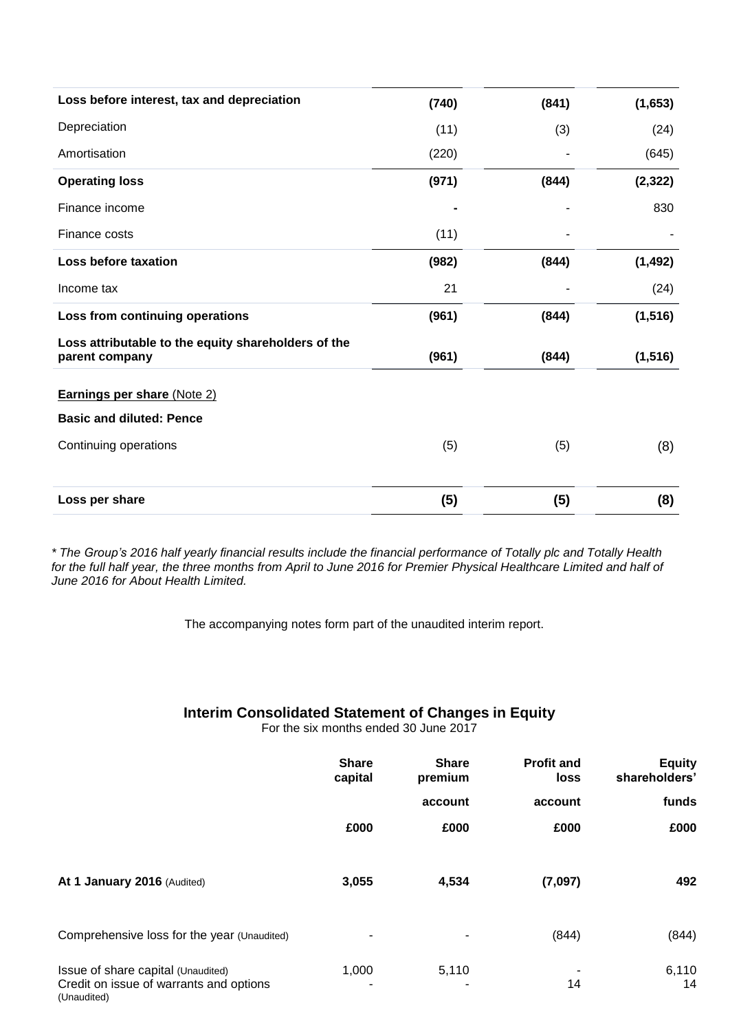| | | | |
|---|---|---|---|
| **Loss before interest, tax and depreciation** | **(740)** | **(841)** | **(1,653)** |
| Depreciation | (11) | (3) | (24) |
| Amortisation | (220) | - | (645) |
| **Operating loss** | **(971)** | **(844)** | **(2,322)** |
| Finance income | - | - | 830 |
| Finance costs | (11) | - | - |
| **Loss before taxation** | **(982)** | **(844)** | **(1,492)** |
| Income tax | 21 | - | (24) |
| **Loss from continuing operations** | **(961)** | **(844)** | **(1,516)** |
| **Loss attributable to the equity shareholders of the parent company** | **(961)** | **(844)** | **(1,516)** |
| **Earnings per share** (Note 2) | | | |
| **Basic and diluted: Pence** | | | |
| Continuing operations | (5) | (5) | (8) |
| **Loss per share** | **(5)** | **(5)** | **(8)** |

*\* The Group's 2016 half yearly financial results include the financial performance of Totally plc and Totally Health for the full half year, the three months from April to June 2016 for Premier Physical Healthcare Limited and half of June 2016 for About Health Limited.*

The accompanying notes form part of the unaudited interim report.

## Interim Consolidated Statement of Changes in Equity

For the six months ended 30 June 2017

| | Share capital | Share premium account | Profit and loss account | Equity shareholders' funds |
|---|---|---|---|---|
| | £000 | £000 | £000 | £000 |
| **At 1 January 2016** (Audited) | **3,055** | **4,534** | **(7,097)** | **492** |
| Comprehensive loss for the year (Unaudited) | - | - | (844) | (844) |
| Issue of share capital (Unaudited) | 1,000 | 5,110 | - | 6,110 |
| Credit on issue of warrants and options (Unaudited) | - | - | 14 | 14 |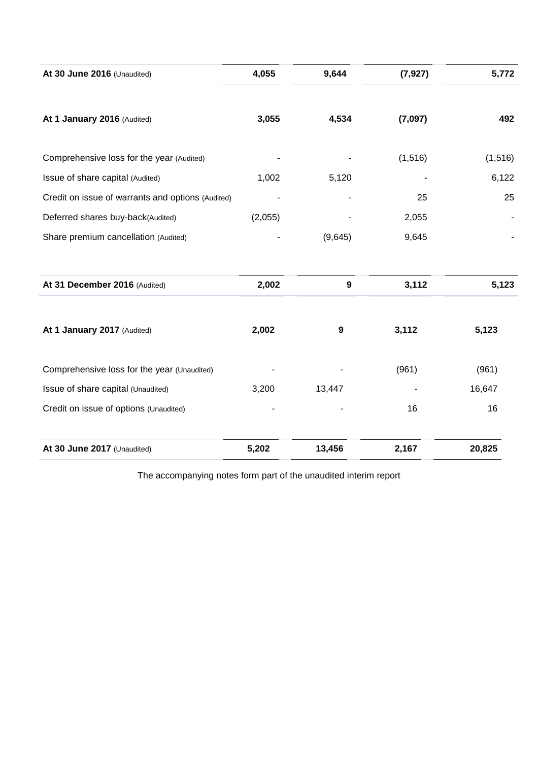| | | | | |
|---|---|---|---|---|
| **At 30 June 2016** (Unaudited) | **4,055** | **9,644** | **(7,927)** | **5,772** |
| | | | | |
| **At 1 January 2016** (Audited) | **3,055** | **4,534** | **(7,097)** | **492** |
| | | | | |
| Comprehensive loss for the year (Audited) | - | - | (1,516) | (1,516) |
| Issue of share capital (Audited) | 1,002 | 5,120 | - | 6,122 |
| Credit on issue of warrants and options (Audited) | - | - | 25 | 25 |
| Deferred shares buy-back(Audited) | (2,055) | - | 2,055 | - |
| Share premium cancellation (Audited) | - | (9,645) | 9,645 | - |
| | | | | |
| **At 31 December 2016** (Audited) | **2,002** | **9** | **3,112** | **5,123** |
| | | | | |
| **At 1 January 2017** (Audited) | **2,002** | **9** | **3,112** | **5,123** |
| | | | | |
| Comprehensive loss for the year (Unaudited) | - | - | (961) | (961) |
| Issue of share capital (Unaudited) | 3,200 | 13,447 | - | 16,647 |
| Credit on issue of options (Unaudited) | - | - | 16 | 16 |
| | | | | |
| **At 30 June 2017** (Unaudited) | **5,202** | **13,456** | **2,167** | **20,825** |

The accompanying notes form part of the unaudited interim report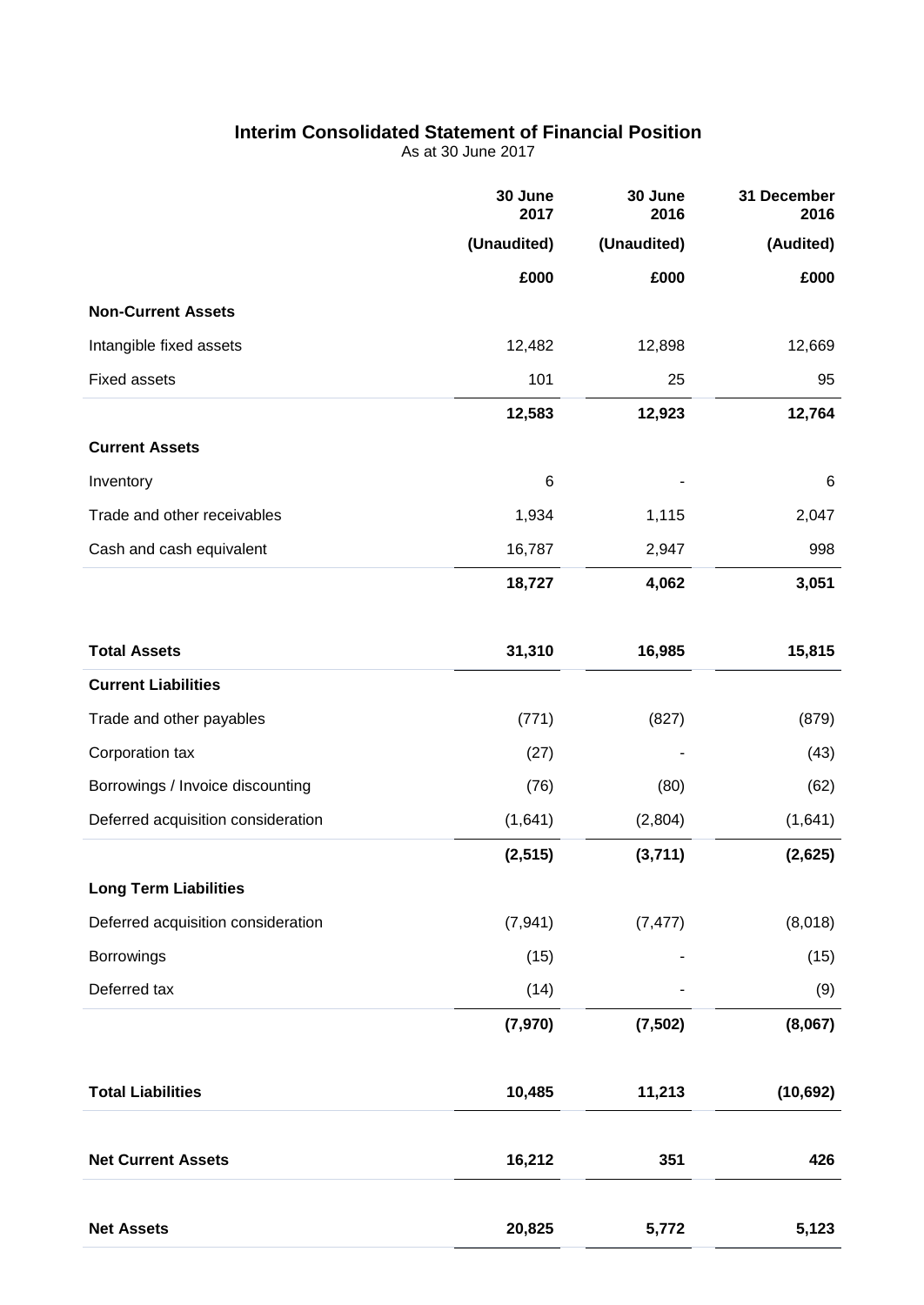## Interim Consolidated Statement of Financial Position

As at 30 June 2017

| | 30 June 2017 | 30 June 2016 | 31 December 2016 |
|---|---|---|---|
| | (Unaudited) | (Unaudited) | (Audited) |
| | £000 | £000 | £000 |
| **Non-Current Assets** | | | |
| Intangible fixed assets | 12,482 | 12,898 | 12,669 |
| Fixed assets | 101 | 25 | 95 |
| | **12,583** | **12,923** | **12,764** |
| **Current Assets** | | | |
| Inventory | 6 | - | 6 |
| Trade and other receivables | 1,934 | 1,115 | 2,047 |
| Cash and cash equivalent | 16,787 | 2,947 | 998 |
| | **18,727** | **4,062** | **3,051** |
| **Total Assets** | **31,310** | **16,985** | **15,815** |
| **Current Liabilities** | | | |
| Trade and other payables | (771) | (827) | (879) |
| Corporation tax | (27) | - | (43) |
| Borrowings / Invoice discounting | (76) | (80) | (62) |
| Deferred acquisition consideration | (1,641) | (2,804) | (1,641) |
| | **(2,515)** | **(3,711)** | **(2,625)** |
| **Long Term Liabilities** | | | |
| Deferred acquisition consideration | (7,941) | (7,477) | (8,018) |
| Borrowings | (15) | - | (15) |
| Deferred tax | (14) | - | (9) |
| | **(7,970)** | **(7,502)** | **(8,067)** |
| **Total Liabilities** | **10,485** | **11,213** | **(10,692)** |
| **Net Current Assets** | **16,212** | **351** | **426** |
| **Net Assets** | **20,825** | **5,772** | **5,123** |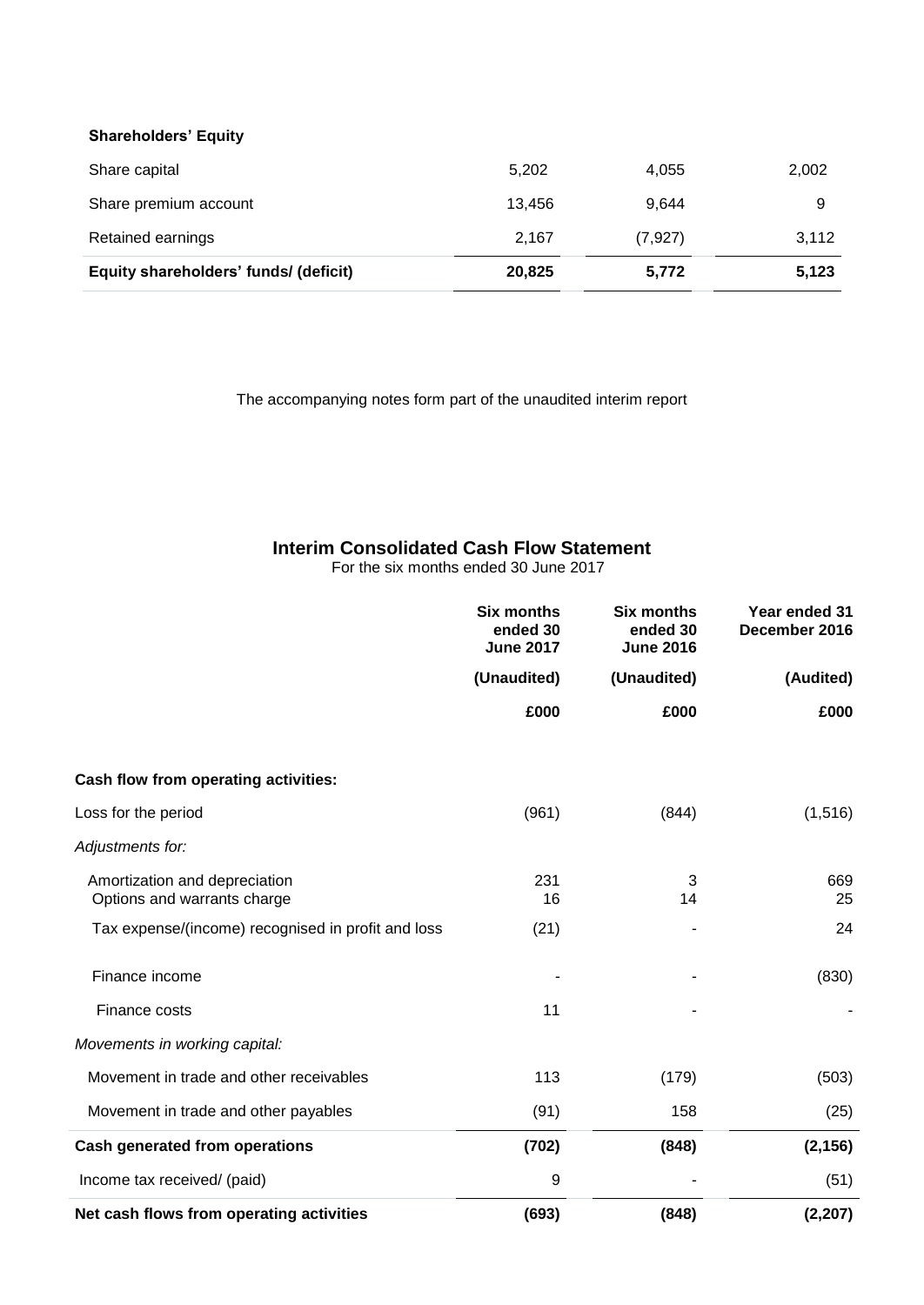**Shareholders' Equity**

| | | | |
|---|---|---|---|
| Share capital | 5,202 | 4,055 | 2,002 |
| Share premium account | 13,456 | 9,644 | 9 |
| Retained earnings | 2,167 | (7,927) | 3,112 |
| **Equity shareholders' funds/ (deficit)** | **20,825** | **5,772** | **5,123** |

The accompanying notes form part of the unaudited interim report

## Interim Consolidated Cash Flow Statement

For the six months ended 30 June 2017

| | Six months ended 30 June 2017 | Six months ended 30 June 2016 | Year ended 31 December 2016 |
|---|---|---|---|
| | (Unaudited) | (Unaudited) | (Audited) |
| | £000 | £000 | £000 |
| **Cash flow from operating activities:** | | | |
| Loss for the period | (961) | (844) | (1,516) |
| *Adjustments for:* | | | |
| Amortization and depreciation | 231 | 3 | 669 |
| Options and warrants charge | 16 | 14 | 25 |
| Tax expense/(income) recognised in profit and loss | (21) | - | 24 |
| Finance income | - | - | (830) |
| Finance costs | 11 | - | - |
| *Movements in working capital:* | | | |
| Movement in trade and other receivables | 113 | (179) | (503) |
| Movement in trade and other payables | (91) | 158 | (25) |
| **Cash generated from operations** | **(702)** | **(848)** | **(2,156)** |
| Income tax received/ (paid) | 9 | - | (51) |
| **Net cash flows from operating activities** | **(693)** | **(848)** | **(2,207)** |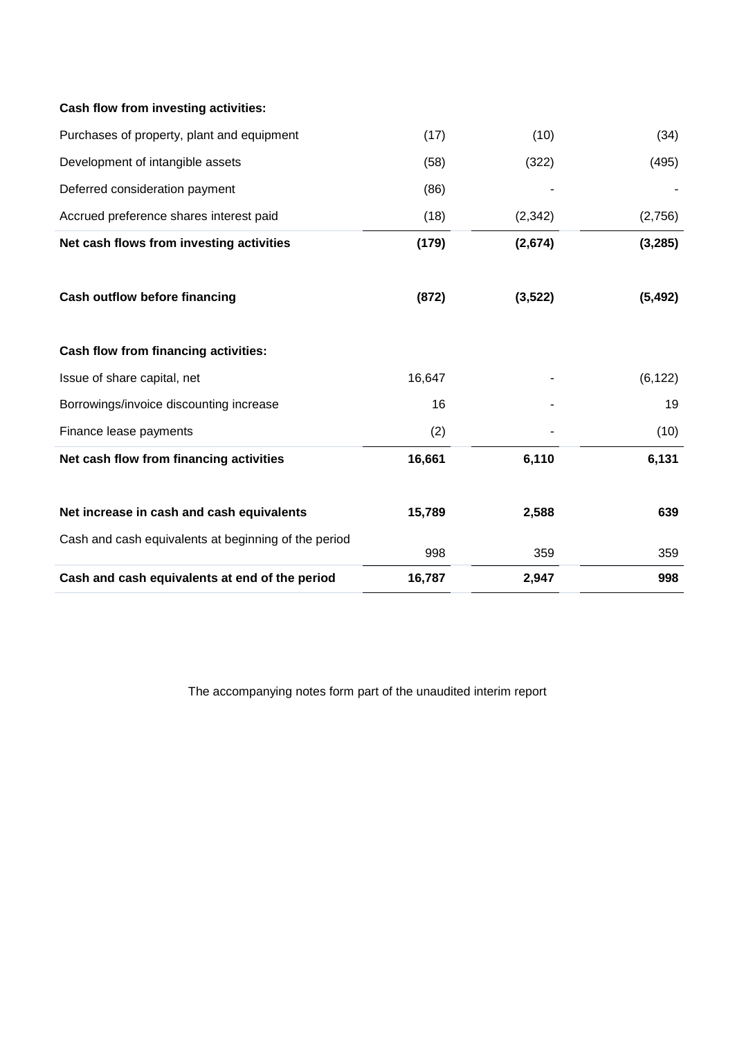| | | | |
|---|---|---|---|
| **Cash flow from investing activities:** | | | |
| Purchases of property, plant and equipment | (17) | (10) | (34) |
| Development of intangible assets | (58) | (322) | (495) |
| Deferred consideration payment | (86) | - | - |
| Accrued preference shares interest paid | (18) | (2,342) | (2,756) |
| **Net cash flows from investing activities** | **(179)** | **(2,674)** | **(3,285)** |
| | | | |
| **Cash outflow before financing** | **(872)** | **(3,522)** | **(5,492)** |
| | | | |
| **Cash flow from financing activities:** | | | |
| Issue of share capital, net | 16,647 | - | (6,122) |
| Borrowings/invoice discounting increase | 16 | - | 19 |
| Finance lease payments | (2) | - | (10) |
| **Net cash flow from financing activities** | **16,661** | **6,110** | **6,131** |
| | | | |
| **Net increase in cash and cash equivalents** | **15,789** | **2,588** | **639** |
| Cash and cash equivalents at beginning of the period | 998 | 359 | 359 |
| **Cash and cash equivalents at end of the period** | **16,787** | **2,947** | **998** |

The accompanying notes form part of the unaudited interim report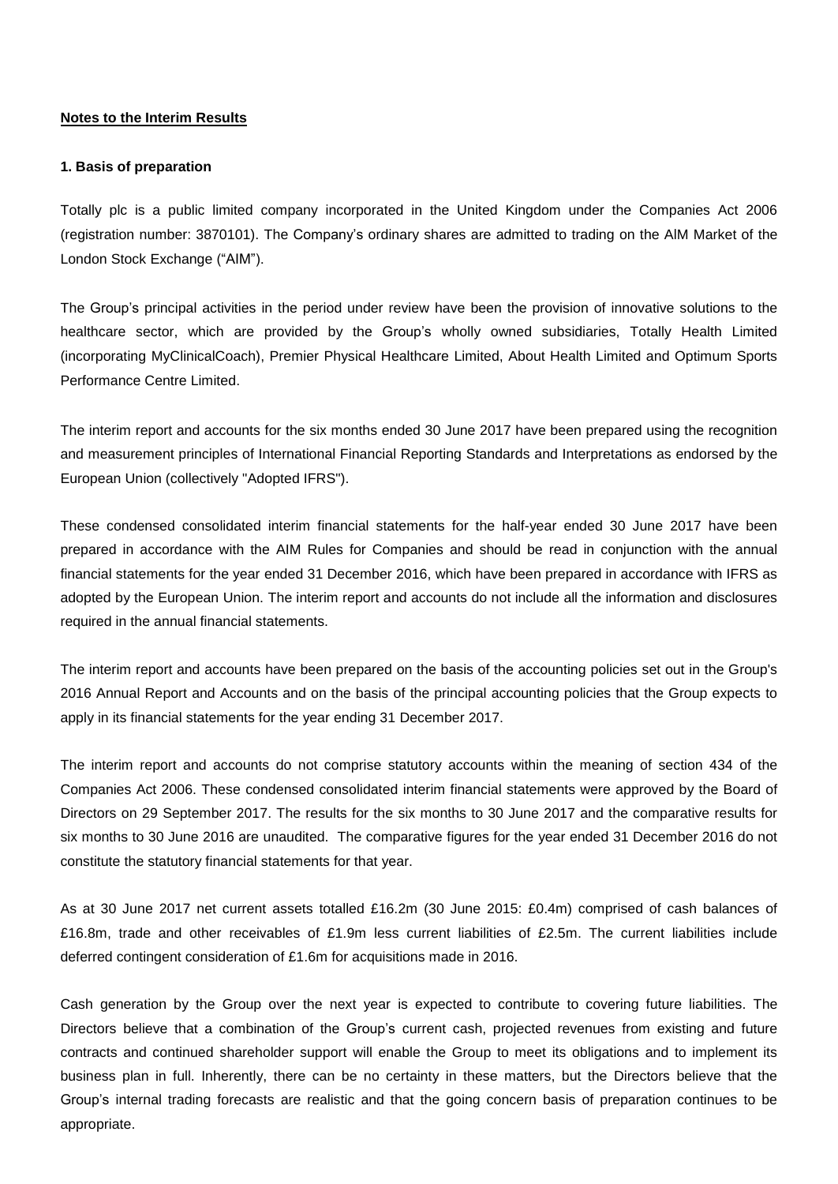**Notes to the Interim Results**

**1. Basis of preparation**

Totally plc is a public limited company incorporated in the United Kingdom under the Companies Act 2006 (registration number: 3870101). The Company's ordinary shares are admitted to trading on the AIM Market of the London Stock Exchange ("AIM").

The Group's principal activities in the period under review have been the provision of innovative solutions to the healthcare sector, which are provided by the Group's wholly owned subsidiaries, Totally Health Limited (incorporating MyClinicalCoach), Premier Physical Healthcare Limited, About Health Limited and Optimum Sports Performance Centre Limited.

The interim report and accounts for the six months ended 30 June 2017 have been prepared using the recognition and measurement principles of International Financial Reporting Standards and Interpretations as endorsed by the European Union (collectively "Adopted IFRS").

These condensed consolidated interim financial statements for the half-year ended 30 June 2017 have been prepared in accordance with the AIM Rules for Companies and should be read in conjunction with the annual financial statements for the year ended 31 December 2016, which have been prepared in accordance with IFRS as adopted by the European Union. The interim report and accounts do not include all the information and disclosures required in the annual financial statements.

The interim report and accounts have been prepared on the basis of the accounting policies set out in the Group's 2016 Annual Report and Accounts and on the basis of the principal accounting policies that the Group expects to apply in its financial statements for the year ending 31 December 2017.

The interim report and accounts do not comprise statutory accounts within the meaning of section 434 of the Companies Act 2006. These condensed consolidated interim financial statements were approved by the Board of Directors on 29 September 2017. The results for the six months to 30 June 2017 and the comparative results for six months to 30 June 2016 are unaudited. The comparative figures for the year ended 31 December 2016 do not constitute the statutory financial statements for that year.

As at 30 June 2017 net current assets totalled £16.2m (30 June 2015: £0.4m) comprised of cash balances of £16.8m, trade and other receivables of £1.9m less current liabilities of £2.5m. The current liabilities include deferred contingent consideration of £1.6m for acquisitions made in 2016.

Cash generation by the Group over the next year is expected to contribute to covering future liabilities. The Directors believe that a combination of the Group's current cash, projected revenues from existing and future contracts and continued shareholder support will enable the Group to meet its obligations and to implement its business plan in full. Inherently, there can be no certainty in these matters, but the Directors believe that the Group's internal trading forecasts are realistic and that the going concern basis of preparation continues to be appropriate.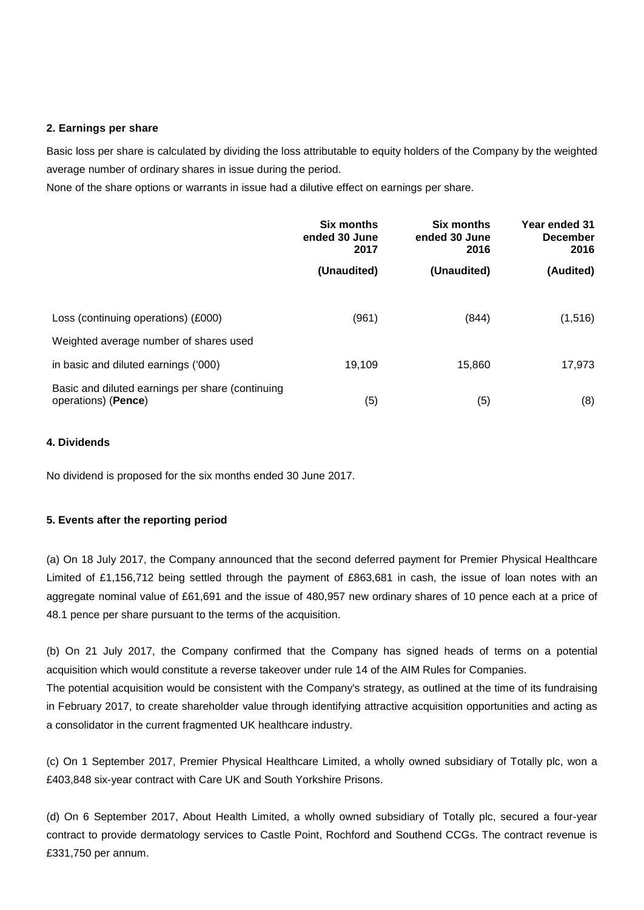### 2. Earnings per share

Basic loss per share is calculated by dividing the loss attributable to equity holders of the Company by the weighted average number of ordinary shares in issue during the period.

None of the share options or warrants in issue had a dilutive effect on earnings per share.

| | Six months ended 30 June 2017 | Six months ended 30 June 2016 | Year ended 31 December 2016 |
|---|---|---|---|
| | (Unaudited) | (Unaudited) | (Audited) |
| Loss (continuing operations) (£000) | (961) | (844) | (1,516) |
| Weighted average number of shares used | | | |
| in basic and diluted earnings ('000) | 19,109 | 15,860 | 17,973 |
| Basic and diluted earnings per share (continuing operations) (**Pence**) | (5) | (5) | (8) |

### 4. Dividends

No dividend is proposed for the six months ended 30 June 2017.

### 5. Events after the reporting period

(a) On 18 July 2017, the Company announced that the second deferred payment for Premier Physical Healthcare Limited of £1,156,712 being settled through the payment of £863,681 in cash, the issue of loan notes with an aggregate nominal value of £61,691 and the issue of 480,957 new ordinary shares of 10 pence each at a price of 48.1 pence per share pursuant to the terms of the acquisition.

(b) On 21 July 2017, the Company confirmed that the Company has signed heads of terms on a potential acquisition which would constitute a reverse takeover under rule 14 of the AIM Rules for Companies.

The potential acquisition would be consistent with the Company's strategy, as outlined at the time of its fundraising in February 2017, to create shareholder value through identifying attractive acquisition opportunities and acting as a consolidator in the current fragmented UK healthcare industry.

(c) On 1 September 2017, Premier Physical Healthcare Limited, a wholly owned subsidiary of Totally plc, won a £403,848 six-year contract with Care UK and South Yorkshire Prisons.

(d) On 6 September 2017, About Health Limited, a wholly owned subsidiary of Totally plc, secured a four-year contract to provide dermatology services to Castle Point, Rochford and Southend CCGs. The contract revenue is £331,750 per annum.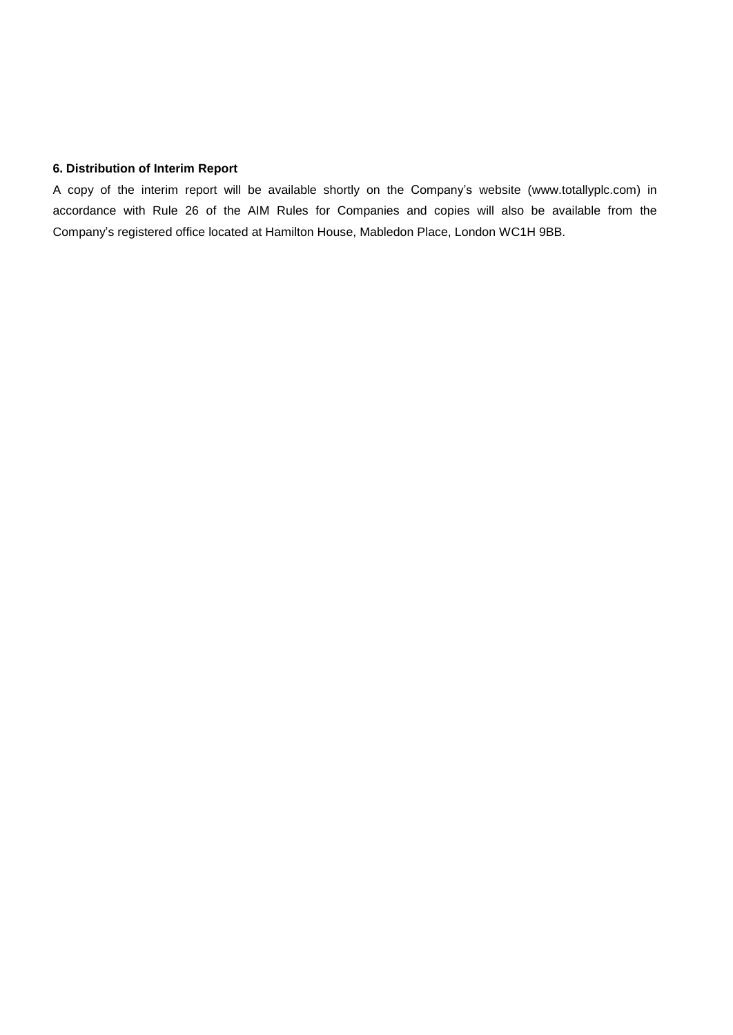**6. Distribution of Interim Report**

A copy of the interim report will be available shortly on the Company's website (www.totallyplc.com) in accordance with Rule 26 of the AIM Rules for Companies and copies will also be available from the Company's registered office located at Hamilton House, Mabledon Place, London WC1H 9BB.